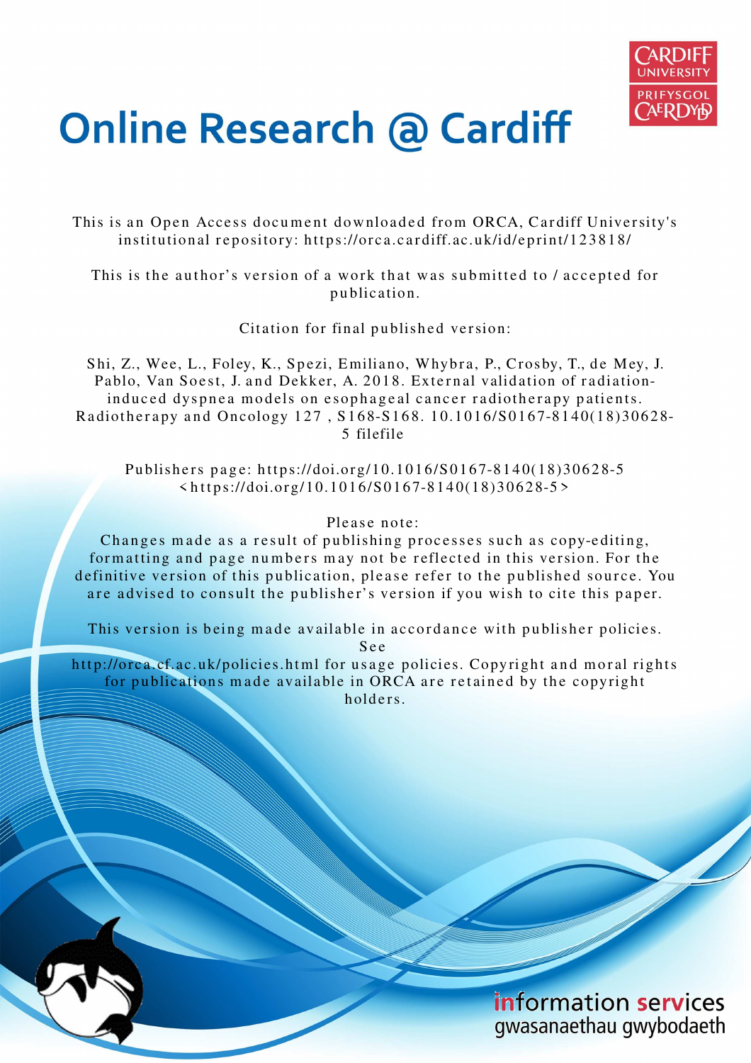# Online Research @ Cardiff

This is an Open Access document downloaded from ORCA, Cardiff University's institutional repository: https://orca.cardiff.ac.uk/id/eprint/123818/

This is the author's version of a work that was submitted to / accepted for publication.

Citation for final published version:

Shi, Z., Wee, L., Foley, K., Spezi, Emiliano, Whybra, P., Crosby, T., de Mey, J. Pablo, Van Soest, J. and Dekker, A. 2018. External validation of radiation-induced dyspnea models on esophageal cancer radiotherapy patients. Radiotherapy and Oncology 127 , S168-S168. 10.1016/S0167-8140(18)30628-5 filefile

Publishers page: https://doi.org/10.1016/S0167-8140(18)30628-5 <https://doi.org/10.1016/S0167-8140(18)30628-5>

Please note:
Changes made as a result of publishing processes such as copy-editing, formatting and page numbers may not be reflected in this version. For the definitive version of this publication, please refer to the published source. You are advised to consult the publisher's version if you wish to cite this paper.

This version is being made available in accordance with publisher policies. See http://orca.cf.ac.uk/policies.html for usage policies. Copyright and moral rights for publications made available in ORCA are retained by the copyright holders.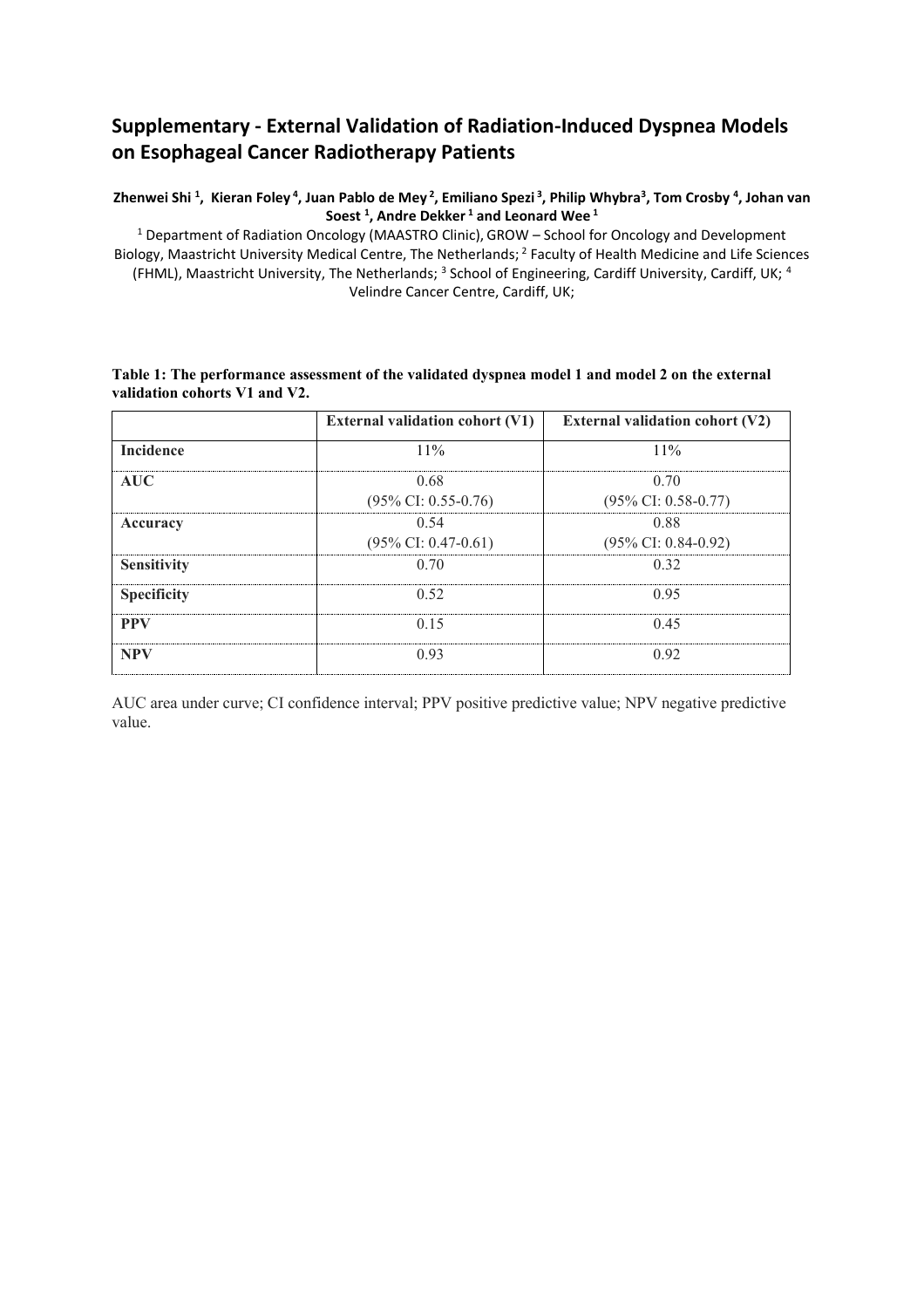## Supplementary - External Validation of Radiation-Induced Dyspnea Models on Esophageal Cancer Radiotherapy Patients

**Zhenwei Shi [1], Kieran Foley [4], Juan Pablo de Mey [2], Emiliano Spezi [3], Philip Whybra[3], Tom Crosby [4], Johan van Soest [1], Andre Dekker [1] and Leonard Wee [1]**

[1] Department of Radiation Oncology (MAASTRO Clinic), GROW – School for Oncology and Development Biology, Maastricht University Medical Centre, The Netherlands; [2] Faculty of Health Medicine and Life Sciences (FHML), Maastricht University, The Netherlands; [3] School of Engineering, Cardiff University, Cardiff, UK; [4] Velindre Cancer Centre, Cardiff, UK;

**Table 1: The performance assessment of the validated dyspnea model 1 and model 2 on the external validation cohorts V1 and V2.**

| | External validation cohort (V1) | External validation cohort (V2) |
|---|---|---|
| **Incidence** | 11% | 11% |
| **AUC** | 0.68 (95% CI: 0.55-0.76) | 0.70 (95% CI: 0.58-0.77) |
| **Accuracy** | 0.54 (95% CI: 0.47-0.61) | 0.88 (95% CI: 0.84-0.92) |
| **Sensitivity** | 0.70 | 0.32 |
| **Specificity** | 0.52 | 0.95 |
| **PPV** | 0.15 | 0.45 |
| **NPV** | 0.93 | 0.92 |

AUC area under curve; CI confidence interval; PPV positive predictive value; NPV negative predictive value.